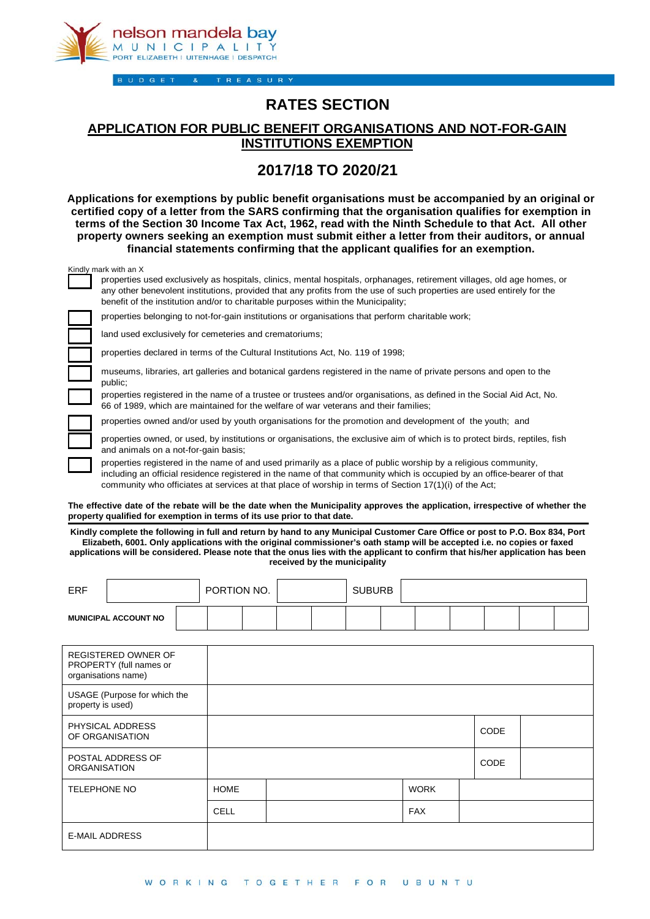nelson mandela bay
MUNICIPALITY
PORT ELIZABETH | UITENHAGE | DESPATCH

BUDGET & TREASURY

# RATES SECTION

## APPLICATION FOR PUBLIC BENEFIT ORGANISATIONS AND NOT-FOR-GAIN INSTITUTIONS EXEMPTION

## 2017/18 TO 2020/21

**Applications for exemptions by public benefit organisations must be accompanied by an original or certified copy of a letter from the SARS confirming that the organisation qualifies for exemption in terms of the Section 30 Income Tax Act, 1962, read with the Ninth Schedule to that Act. All other property owners seeking an exemption must submit either a letter from their auditors, or annual financial statements confirming that the applicant qualifies for an exemption.**

Kindly mark with an X

- [ ] properties used exclusively as hospitals, clinics, mental hospitals, orphanages, retirement villages, old age homes, or any other benevolent institutions, provided that any profits from the use of such properties are used entirely for the benefit of the institution and/or to charitable purposes within the Municipality;
- [ ] properties belonging to not-for-gain institutions or organisations that perform charitable work;
- [ ] land used exclusively for cemeteries and crematoriums;
- [ ] properties declared in terms of the Cultural Institutions Act, No. 119 of 1998;
- [ ] museums, libraries, art galleries and botanical gardens registered in the name of private persons and open to the public;
- [ ] properties registered in the name of a trustee or trustees and/or organisations, as defined in the Social Aid Act, No. 66 of 1989, which are maintained for the welfare of war veterans and their families;
- [ ] properties owned and/or used by youth organisations for the promotion and development of the youth; and
- [ ] properties owned, or used, by institutions or organisations, the exclusive aim of which is to protect birds, reptiles, fish and animals on a not-for-gain basis;
- [ ] properties registered in the name of and used primarily as a place of public worship by a religious community, including an official residence registered in the name of that community which is occupied by an office-bearer of that community who officiates at services at that place of worship in terms of Section 17(1)(i) of the Act;

**The effective date of the rebate will be the date when the Municipality approves the application, irrespective of whether the property qualified for exemption in terms of its use prior to that date.**

**Kindly complete the following in full and return by hand to any Municipal Customer Care Office or post to P.O. Box 834, Port Elizabeth, 6001. Only applications with the original commissioner's oath stamp will be accepted i.e. no copies or faxed applications will be considered. Please note that the onus lies with the applicant to confirm that his/her application has been received by the municipality**

| ERF | | PORTION NO. | | SUBURB | |
|---|---|---|---|---|---|

| **MUNICIPAL ACCOUNT NO** | | | | | | | | | | | | |
|---|---|---|---|---|---|---|---|---|---|---|---|---|

| REGISTERED OWNER OF PROPERTY (full names or organisations name) | | | | |
|---|---|---|---|---|
| USAGE (Purpose for which the property is used) | | | | |
| PHYSICAL ADDRESS OF ORGANISATION | | | CODE | |
| POSTAL ADDRESS OF ORGANISATION | | | CODE | |
| TELEPHONE NO | HOME | | WORK | |
| | CELL | | FAX | |
| E-MAIL ADDRESS | | | | |

WORKING TOGETHER FOR UBUNTU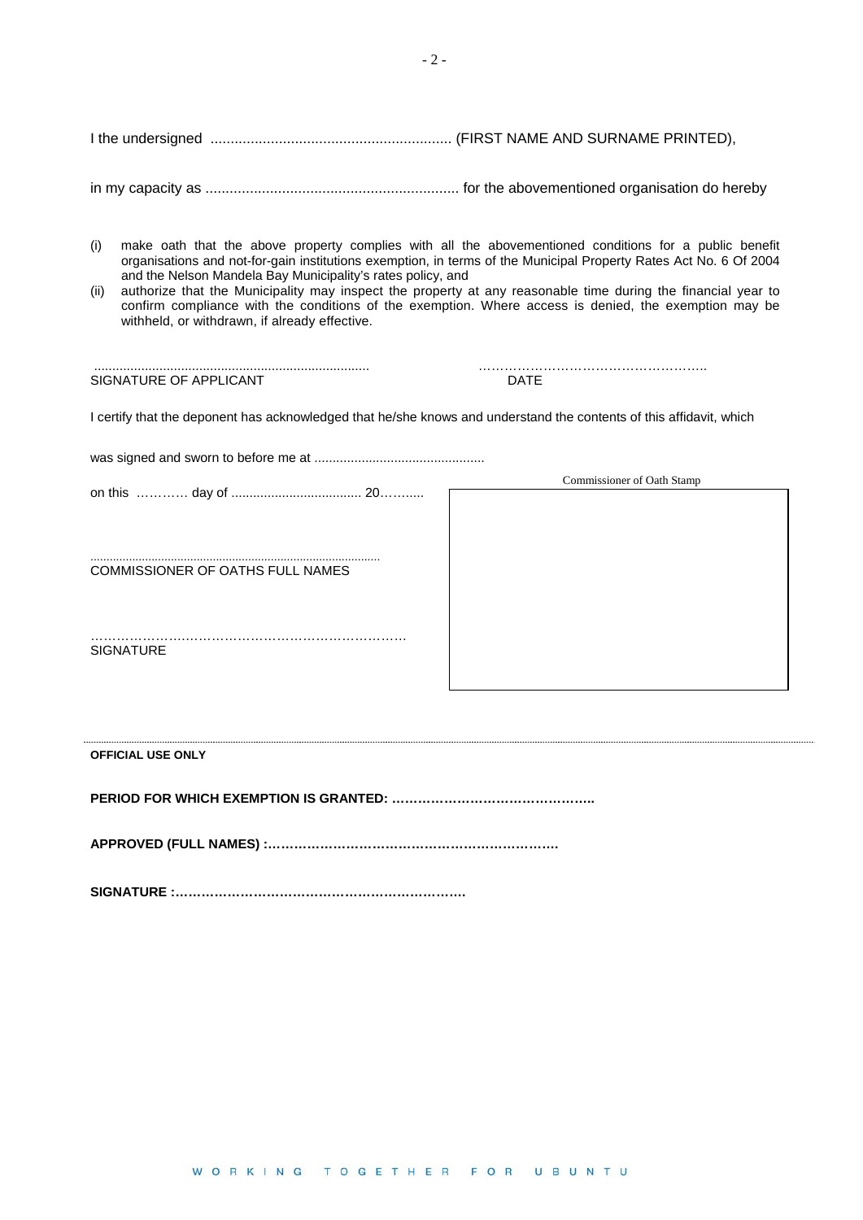I the undersigned ........................................................... (FIRST NAME AND SURNAME PRINTED),

in my capacity as .............................................................. for the abovementioned organisation do hereby

(i) make oath that the above property complies with all the abovementioned conditions for a public benefit organisations and not-for-gain institutions exemption, in terms of the Municipal Property Rates Act No. 6 Of 2004 and the Nelson Mandela Bay Municipality's rates policy, and
(ii) authorize that the Municipality may inspect the property at any reasonable time during the financial year to confirm compliance with the conditions of the exemption. Where access is denied, the exemption may be withheld, or withdrawn, if already effective.

............................................................................ ……………………………………………..
SIGNATURE OF APPLICANT DATE

I certify that the deponent has acknowledged that he/she knows and understand the contents of this affidavit, which

was signed and sworn to before me at ..............................................

on this ………… day of ................................... 20……....

Commissioner of Oath Stamp

........................................................................................
COMMISSIONER OF OATHS FULL NAMES

………………………………………………………………
SIGNATURE

**OFFICIAL USE ONLY**

**PERIOD FOR WHICH EXEMPTION IS GRANTED: ………………………………………..**

**APPROVED (FULL NAMES) :…………………………………………………………**

**SIGNATURE :…………………………………………………………**

WORKING TOGETHER FOR UBUNTU